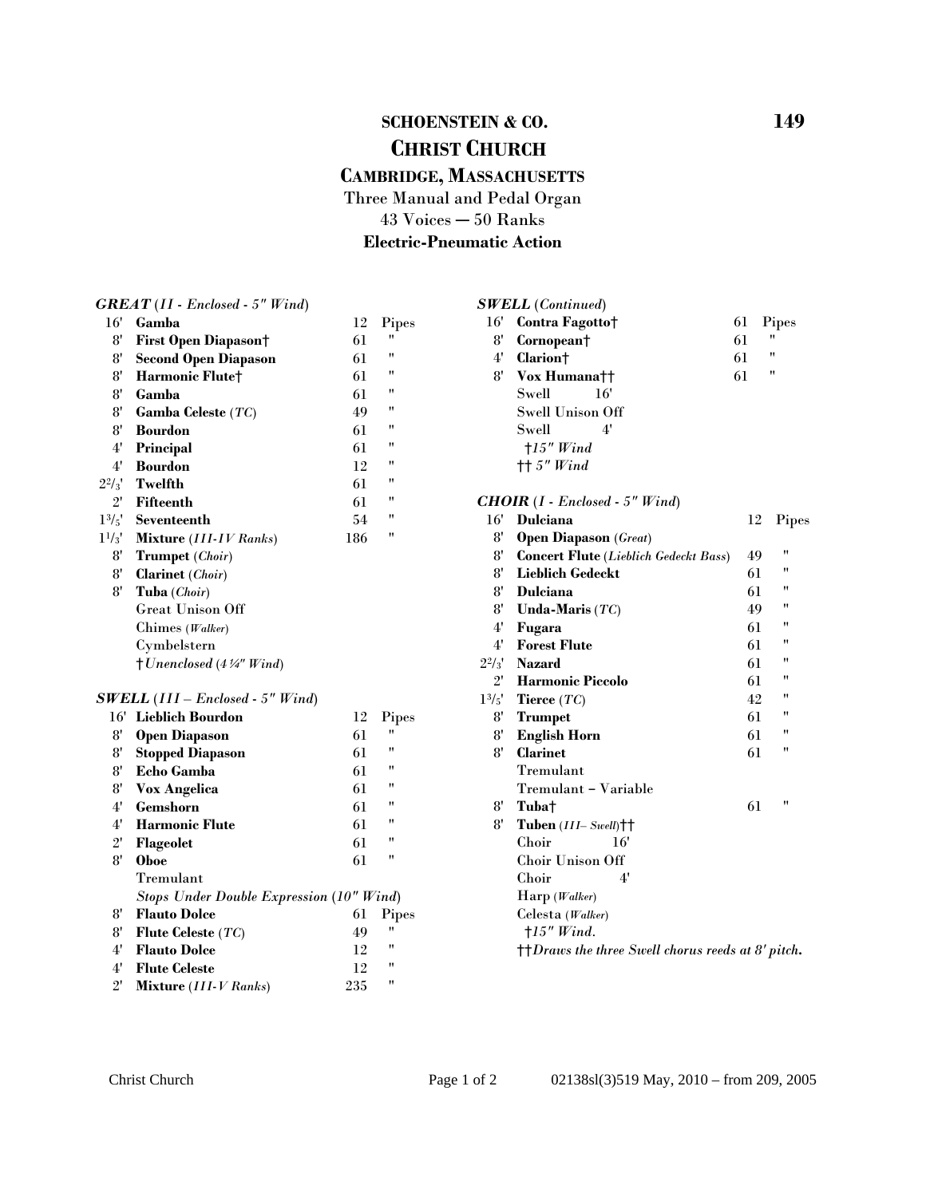# SCHOENSTEIN & CO.

## CHRIST CHURCH

### CAMBRIDGE, MASSACHUSETTS

Three Manual and Pedal Organ
43 Voices — 50 Ranks
**Electric-Pneumatic Action**

***GREAT*** (*II - Enclosed - 5" Wind*)

| | | | |
|---|---|---|---|
| 16' | **Gamba** | 12 | Pipes |
| 8' | **First Open Diapason†** | 61 | " |
| 8' | **Second Open Diapason** | 61 | " |
| 8' | **Harmonic Flute†** | 61 | " |
| 8' | **Gamba** | 61 | " |
| 8' | **Gamba Celeste** (*TC*) | 49 | " |
| 8' | **Bourdon** | 61 | " |
| 4' | **Principal** | 61 | " |
| 4' | **Bourdon** | 12 | " |
| 2²/₃' | **Twelfth** | 61 | " |
| 2' | **Fifteenth** | 61 | " |
| 1³/₅' | **Seventeenth** | 54 | " |
| 1¹/₃' | **Mixture** (*III-IV Ranks*) | 186 | " |
| 8' | **Trumpet** (*Choir*) | | |
| 8' | **Clarinet** (*Choir*) | | |
| 8' | **Tuba** (*Choir*) | | |
| | Great Unison Off | | |
| | Chimes (*Walker*) | | |
| | Cymbelstern | | |
| | †*Unenclosed* (*4¼" Wind*) | | |

***SWELL*** (*III – Enclosed - 5" Wind*)

| | | | |
|---|---|---|---|
| 16' | **Lieblich Bourdon** | 12 | Pipes |
| 8' | **Open Diapason** | 61 | " |
| 8' | **Stopped Diapason** | 61 | " |
| 8' | **Echo Gamba** | 61 | " |
| 8' | **Vox Angelica** | 61 | " |
| 4' | **Gemshorn** | 61 | " |
| 4' | **Harmonic Flute** | 61 | " |
| 2' | **Flageolet** | 61 | " |
| 8' | **Oboe** | 61 | " |
| | Tremulant | | |
| | *Stops Under Double Expression* (*10" Wind*) | | |
| 8' | **Flauto Dolce** | 61 | Pipes |
| 8' | **Flute Celeste** (*TC*) | 49 | " |
| 4' | **Flauto Dolce** | 12 | " |
| 4' | **Flute Celeste** | 12 | " |
| 2' | **Mixture** (*III-V Ranks*) | 235 | " |

***SWELL*** (*Continued*)

| | | | |
|---|---|---|---|
| 16' | **Contra Fagotto†** | 61 | Pipes |
| 8' | **Cornopean†** | 61 | " |
| 4' | **Clarion†** | 61 | " |
| 8' | **Vox Humana††** | 61 | " |
| | Swell 16' | | |
| | Swell Unison Off | | |
| | Swell 4' | | |
| | †*15" Wind* | | |
| | †† *5" Wind* | | |

***CHOIR*** (*I - Enclosed - 5" Wind*)

| | | | |
|---|---|---|---|
| 16' | **Dulciana** | 12 | Pipes |
| 8' | **Open Diapason** (*Great*) | | |
| 8' | **Concert Flute** (*Lieblich Gedeckt Bass*) | 49 | " |
| 8' | **Lieblich Gedeckt** | 61 | " |
| 8' | **Dulciana** | 61 | " |
| 8' | **Unda-Maris** (*TC*) | 49 | " |
| 4' | **Fugara** | 61 | " |
| 4' | **Forest Flute** | 61 | " |
| 2²/₃' | **Nazard** | 61 | " |
| 2' | **Harmonic Piccolo** | 61 | " |
| 1³/₅' | **Tierce** (*TC*) | 42 | " |
| 8' | **Trumpet** | 61 | " |
| 8' | **English Horn** | 61 | " |
| 8' | **Clarinet** | 61 | " |
| | Tremulant | | |
| | Tremulant – Variable | | |
| 8' | **Tuba†** | 61 | " |
| 8' | **Tuben** (*III– Swell*)†† | | |
| | Choir 16' | | |
| | Choir Unison Off | | |
| | Choir 4' | | |
| | Harp (*Walker*) | | |
| | Celesta (*Walker*) | | |
| | †*15" Wind.* | | |
| | ††*Draws the three Swell chorus reeds at 8' pitch.* | | |

02138sl(3)519 May, 2010 – from 209, 2005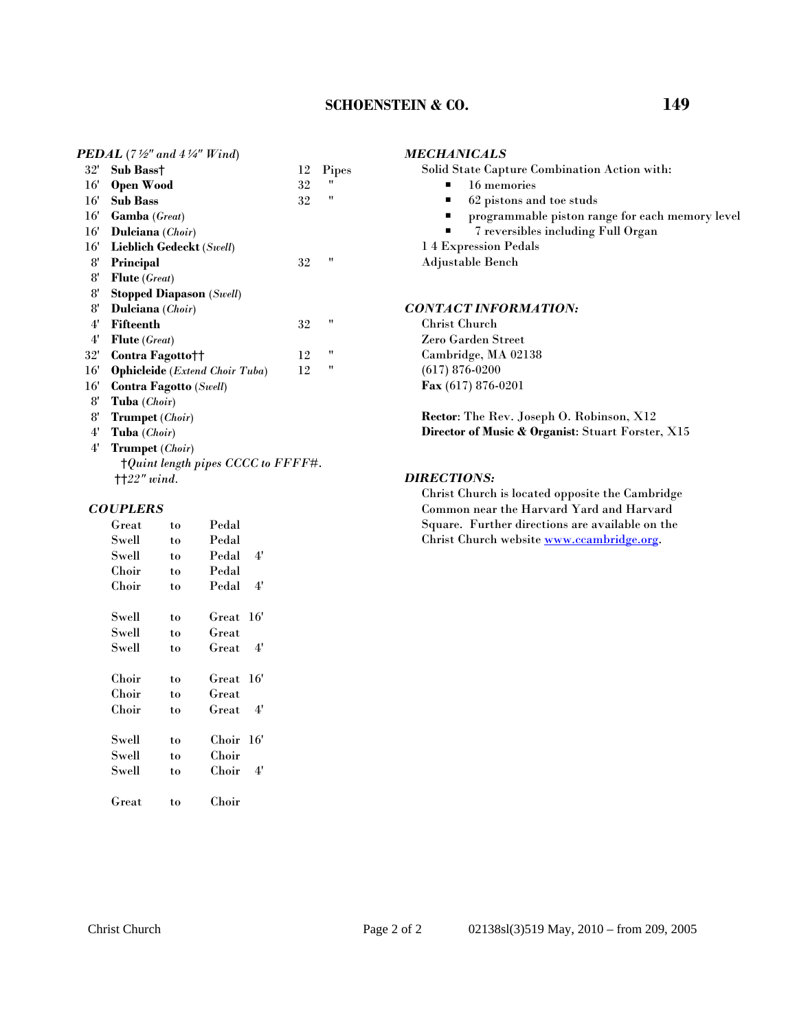## *PEDAL* (*7½" and 4¼" Wind*)

| | | | |
|---|---|---|---|
| 32' | **Sub Bass**† | 12 | Pipes |
| 16' | **Open Wood** | 32 | " |
| 16' | **Sub Bass** | 32 | " |
| 16' | **Gamba** (*Great*) | | |
| 16' | **Dulciana** (*Choir*) | | |
| 16' | **Lieblich Gedeckt** (*Swell*) | | |
| 8' | **Principal** | 32 | " |
| 8' | **Flute** (*Great*) | | |
| 8' | **Stopped Diapason** (*Swell*) | | |
| 8' | **Dulciana** (*Choir*) | | |
| 4' | **Fifteenth** | 32 | " |
| 4' | **Flute** (*Great*) | | |
| 32' | **Contra Fagotto**†† | 12 | " |
| 16' | **Ophicleide** (*Extend Choir Tuba*) | 12 | " |
| 16' | **Contra Fagotto** (*Swell*) | | |
| 8' | **Tuba** (*Choir*) | | |
| 8' | **Trumpet** (*Choir*) | | |
| 4' | **Tuba** (*Choir*) | | |
| 4' | **Trumpet** (*Choir*) | | |

†*Quint length pipes CCCC to FFFF#.*
††*22" wind.*

## *COUPLERS*

| | | | |
|---|---|---|---|
| Great | to | Pedal | |
| Swell | to | Pedal | |
| Swell | to | Pedal | 4' |
| Choir | to | Pedal | |
| Choir | to | Pedal | 4' |
| Swell | to | Great | 16' |
| Swell | to | Great | |
| Swell | to | Great | 4' |
| Choir | to | Great | 16' |
| Choir | to | Great | |
| Choir | to | Great | 4' |
| Swell | to | Choir | 16' |
| Swell | to | Choir | |
| Swell | to | Choir | 4' |
| Great | to | Choir | |

## *MECHANICALS*

Solid State Capture Combination Action with:

- 16 memories
- 62 pistons and toe studs
- programmable piston range for each memory level
- 7 reversibles including Full Organ

1 4 Expression Pedals
Adjustable Bench

## *CONTACT INFORMATION:*

Christ Church
Zero Garden Street
Cambridge, MA 02138
(617) 876-0200
**Fax** (617) 876-0201

**Rector**: The Rev. Joseph O. Robinson, X12
**Director of Music & Organist**: Stuart Forster, X15

## *DIRECTIONS:*

Christ Church is located opposite the Cambridge Common near the Harvard Yard and Harvard Square. Further directions are available on the Christ Church website www.ccambridge.org.